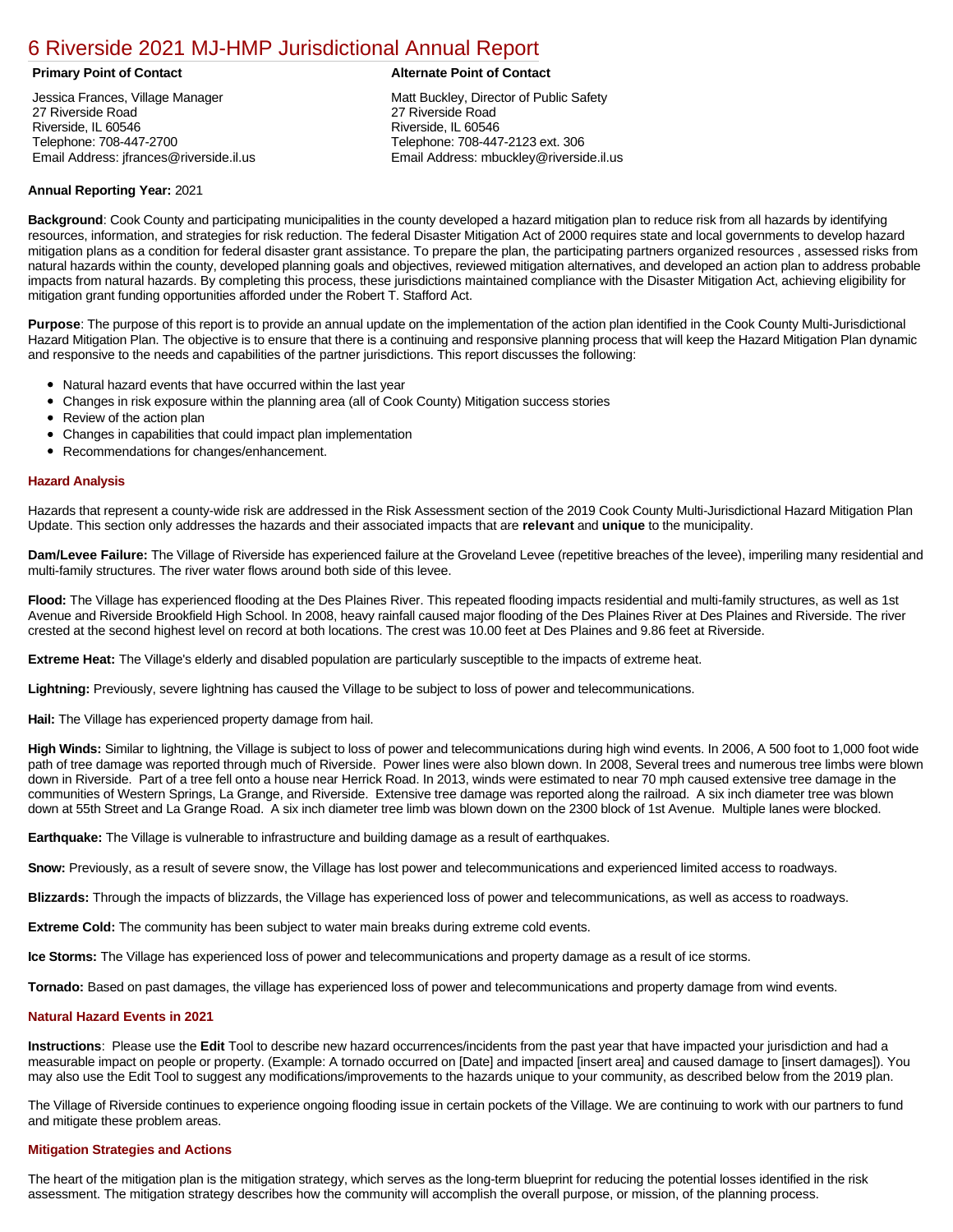# 6 Riverside 2021 MJ-HMP Jurisdictional Annual Report

**Primary Point of Contact**

Jessica Frances, Village Manager
27 Riverside Road
Riverside, IL 60546
Telephone: 708-447-2700
Email Address: jfrances@riverside.il.us

**Alternate Point of Contact**

Matt Buckley, Director of Public Safety
27 Riverside Road
Riverside, IL 60546
Telephone: 708-447-2123 ext. 306
Email Address: mbuckley@riverside.il.us

**Annual Reporting Year:** 2021

**Background**: Cook County and participating municipalities in the county developed a hazard mitigation plan to reduce risk from all hazards by identifying resources, information, and strategies for risk reduction. The federal Disaster Mitigation Act of 2000 requires state and local governments to develop hazard mitigation plans as a condition for federal disaster grant assistance. To prepare the plan, the participating partners organized resources , assessed risks from natural hazards within the county, developed planning goals and objectives, reviewed mitigation alternatives, and developed an action plan to address probable impacts from natural hazards. By completing this process, these jurisdictions maintained compliance with the Disaster Mitigation Act, achieving eligibility for mitigation grant funding opportunities afforded under the Robert T. Stafford Act.

**Purpose**: The purpose of this report is to provide an annual update on the implementation of the action plan identified in the Cook County Multi-Jurisdictional Hazard Mitigation Plan. The objective is to ensure that there is a continuing and responsive planning process that will keep the Hazard Mitigation Plan dynamic and responsive to the needs and capabilities of the partner jurisdictions. This report discusses the following:

- Natural hazard events that have occurred within the last year
- Changes in risk exposure within the planning area (all of Cook County) Mitigation success stories
- Review of the action plan
- Changes in capabilities that could impact plan implementation
- Recommendations for changes/enhancement.

### Hazard Analysis

Hazards that represent a county-wide risk are addressed in the Risk Assessment section of the 2019 Cook County Multi-Jurisdictional Hazard Mitigation Plan Update. This section only addresses the hazards and their associated impacts that are **relevant** and **unique** to the municipality.

**Dam/Levee Failure:** The Village of Riverside has experienced failure at the Groveland Levee (repetitive breaches of the levee), imperiling many residential and multi-family structures. The river water flows around both side of this levee.

**Flood:** The Village has experienced flooding at the Des Plaines River. This repeated flooding impacts residential and multi-family structures, as well as 1st Avenue and Riverside Brookfield High School. In 2008, heavy rainfall caused major flooding of the Des Plaines River at Des Plaines and Riverside. The river crested at the second highest level on record at both locations. The crest was 10.00 feet at Des Plaines and 9.86 feet at Riverside.

**Extreme Heat:** The Village's elderly and disabled population are particularly susceptible to the impacts of extreme heat.

**Lightning:** Previously, severe lightning has caused the Village to be subject to loss of power and telecommunications.

**Hail:** The Village has experienced property damage from hail.

**High Winds:** Similar to lightning, the Village is subject to loss of power and telecommunications during high wind events. In 2006, A 500 foot to 1,000 foot wide path of tree damage was reported through much of Riverside. Power lines were also blown down. In 2008, Several trees and numerous tree limbs were blown down in Riverside. Part of a tree fell onto a house near Herrick Road. In 2013, winds were estimated to near 70 mph caused extensive tree damage in the communities of Western Springs, La Grange, and Riverside. Extensive tree damage was reported along the railroad. A six inch diameter tree was blown down at 55th Street and La Grange Road. A six inch diameter tree limb was blown down on the 2300 block of 1st Avenue. Multiple lanes were blocked.

**Earthquake:** The Village is vulnerable to infrastructure and building damage as a result of earthquakes.

**Snow:** Previously, as a result of severe snow, the Village has lost power and telecommunications and experienced limited access to roadways.

**Blizzards:** Through the impacts of blizzards, the Village has experienced loss of power and telecommunications, as well as access to roadways.

**Extreme Cold:** The community has been subject to water main breaks during extreme cold events.

**Ice Storms:** The Village has experienced loss of power and telecommunications and property damage as a result of ice storms.

**Tornado:** Based on past damages, the village has experienced loss of power and telecommunications and property damage from wind events.

### Natural Hazard Events in 2021

**Instructions**: Please use the **Edit** Tool to describe new hazard occurrences/incidents from the past year that have impacted your jurisdiction and had a measurable impact on people or property. (Example: A tornado occurred on [Date] and impacted [insert area] and caused damage to [insert damages]). You may also use the Edit Tool to suggest any modifications/improvements to the hazards unique to your community, as described below from the 2019 plan.

The Village of Riverside continues to experience ongoing flooding issue in certain pockets of the Village. We are continuing to work with our partners to fund and mitigate these problem areas.

### Mitigation Strategies and Actions

The heart of the mitigation plan is the mitigation strategy, which serves as the long-term blueprint for reducing the potential losses identified in the risk assessment. The mitigation strategy describes how the community will accomplish the overall purpose, or mission, of the planning process.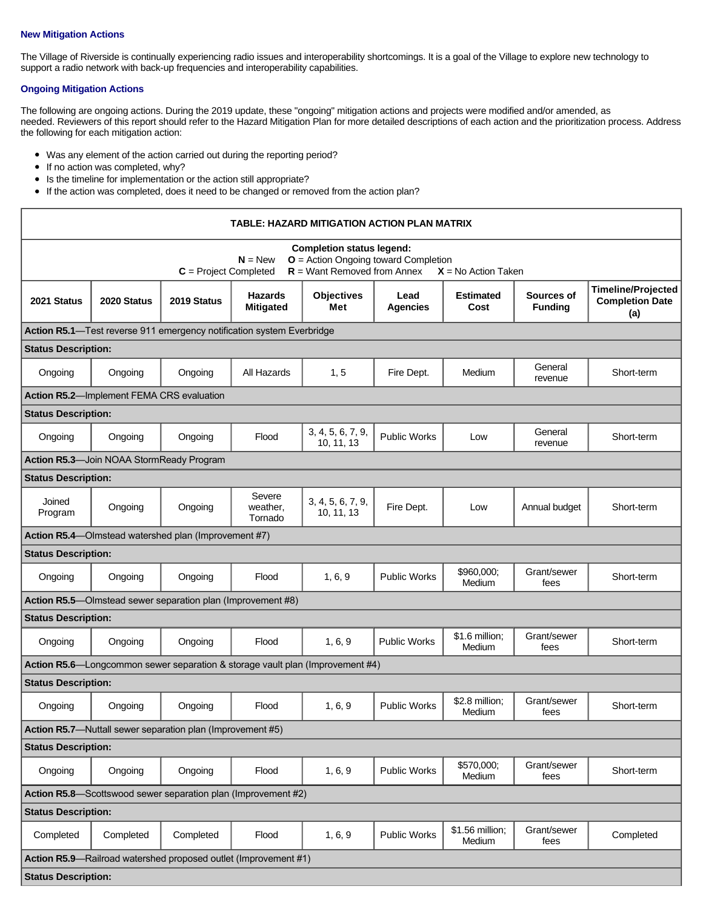### New Mitigation Actions

The Village of Riverside is continually experiencing radio issues and interoperability shortcomings. It is a goal of the Village to explore new technology to support a radio network with back-up frequencies and interoperability capabilities.

### Ongoing Mitigation Actions

The following are ongoing actions. During the 2019 update, these "ongoing" mitigation actions and projects were modified and/or amended, as needed. Reviewers of this report should refer to the Hazard Mitigation Plan for more detailed descriptions of each action and the prioritization process. Address the following for each mitigation action:

- Was any element of the action carried out during the reporting period?
- If no action was completed, why?
- Is the timeline for implementation or the action still appropriate?
- If the action was completed, does it need to be changed or removed from the action plan?

**TABLE: HAZARD MITIGATION ACTION PLAN MATRIX**

**Completion status legend:**
**N** = New **O** = Action Ongoing toward Completion
**C** = Project Completed **R** = Want Removed from Annex **X** = No Action Taken

| 2021 Status | 2020 Status | 2019 Status | Hazards Mitigated | Objectives Met | Lead Agencies | Estimated Cost | Sources of Funding | Timeline/Projected Completion Date (a) |
|---|---|---|---|---|---|---|---|---|
| **Action R5.1**—Test reverse 911 emergency notification system Everbridge | | | | | | | | |
| **Status Description:** | | | | | | | | |
| Ongoing | Ongoing | Ongoing | All Hazards | 1, 5 | Fire Dept. | Medium | General revenue | Short-term |
| **Action R5.2**—Implement FEMA CRS evaluation | | | | | | | | |
| **Status Description:** | | | | | | | | |
| Ongoing | Ongoing | Ongoing | Flood | 3, 4, 5, 6, 7, 9, 10, 11, 13 | Public Works | Low | General revenue | Short-term |
| **Action R5.3**—Join NOAA StormReady Program | | | | | | | | |
| **Status Description:** | | | | | | | | |
| Joined Program | Ongoing | Ongoing | Severe weather, Tornado | 3, 4, 5, 6, 7, 9, 10, 11, 13 | Fire Dept. | Low | Annual budget | Short-term |
| **Action R5.4**—Olmstead watershed plan (Improvement #7) | | | | | | | | |
| **Status Description:** | | | | | | | | |
| Ongoing | Ongoing | Ongoing | Flood | 1, 6, 9 | Public Works | $960,000; Medium | Grant/sewer fees | Short-term |
| **Action R5.5**—Olmstead sewer separation plan (Improvement #8) | | | | | | | | |
| **Status Description:** | | | | | | | | |
| Ongoing | Ongoing | Ongoing | Flood | 1, 6, 9 | Public Works | $1.6 million; Medium | Grant/sewer fees | Short-term |
| **Action R5.6**—Longcommon sewer separation & storage vault plan (Improvement #4) | | | | | | | | |
| **Status Description:** | | | | | | | | |
| Ongoing | Ongoing | Ongoing | Flood | 1, 6, 9 | Public Works | $2.8 million; Medium | Grant/sewer fees | Short-term |
| **Action R5.7**—Nuttall sewer separation plan (Improvement #5) | | | | | | | | |
| **Status Description:** | | | | | | | | |
| Ongoing | Ongoing | Ongoing | Flood | 1, 6, 9 | Public Works | $570,000; Medium | Grant/sewer fees | Short-term |
| **Action R5.8**—Scottswood sewer separation plan (Improvement #2) | | | | | | | | |
| **Status Description:** | | | | | | | | |
| Completed | Completed | Completed | Flood | 1, 6, 9 | Public Works | $1.56 million; Medium | Grant/sewer fees | Completed |
| **Action R5.9**—Railroad watershed proposed outlet (Improvement #1) | | | | | | | | |
| **Status Description:** | | | | | | | | |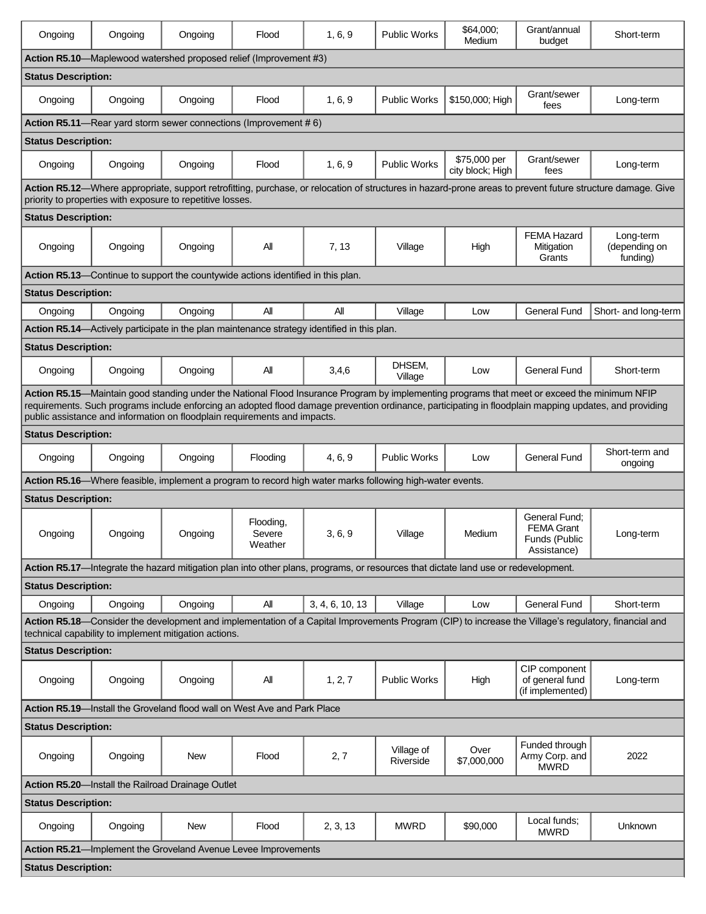| | | | | | | | | |
|---|---|---|---|---|---|---|---|---|
| Ongoing | Ongoing | Ongoing | Flood | 1, 6, 9 | Public Works | $64,000; Medium | Grant/annual budget | Short-term |
| **Action R5.10**—Maplewood watershed proposed relief (Improvement #3) | | | | | | | | |
| **Status Description:** | | | | | | | | |
| Ongoing | Ongoing | Ongoing | Flood | 1, 6, 9 | Public Works | $150,000; High | Grant/sewer fees | Long-term |
| **Action R5.11**—Rear yard storm sewer connections (Improvement # 6) | | | | | | | | |
| **Status Description:** | | | | | | | | |
| Ongoing | Ongoing | Ongoing | Flood | 1, 6, 9 | Public Works | $75,000 per city block; High | Grant/sewer fees | Long-term |
| **Action R5.12**—Where appropriate, support retrofitting, purchase, or relocation of structures in hazard-prone areas to prevent future structure damage. Give priority to properties with exposure to repetitive losses. | | | | | | | | |
| **Status Description:** | | | | | | | | |
| Ongoing | Ongoing | Ongoing | All | 7, 13 | Village | High | FEMA Hazard Mitigation Grants | Long-term (depending on funding) |
| **Action R5.13**—Continue to support the countywide actions identified in this plan. | | | | | | | | |
| **Status Description:** | | | | | | | | |
| Ongoing | Ongoing | Ongoing | All | All | Village | Low | General Fund | Short- and long-term |
| **Action R5.14**—Actively participate in the plan maintenance strategy identified in this plan. | | | | | | | | |
| **Status Description:** | | | | | | | | |
| Ongoing | Ongoing | Ongoing | All | 3,4,6 | DHSEM, Village | Low | General Fund | Short-term |
| **Action R5.15**—Maintain good standing under the National Flood Insurance Program by implementing programs that meet or exceed the minimum NFIP requirements. Such programs include enforcing an adopted flood damage prevention ordinance, participating in floodplain mapping updates, and providing public assistance and information on floodplain requirements and impacts. | | | | | | | | |
| **Status Description:** | | | | | | | | |
| Ongoing | Ongoing | Ongoing | Flooding | 4, 6, 9 | Public Works | Low | General Fund | Short-term and ongoing |
| **Action R5.16**—Where feasible, implement a program to record high water marks following high-water events. | | | | | | | | |
| **Status Description:** | | | | | | | | |
| Ongoing | Ongoing | Ongoing | Flooding, Severe Weather | 3, 6, 9 | Village | Medium | General Fund; FEMA Grant Funds (Public Assistance) | Long-term |
| **Action R5.17**—Integrate the hazard mitigation plan into other plans, programs, or resources that dictate land use or redevelopment. | | | | | | | | |
| **Status Description:** | | | | | | | | |
| Ongoing | Ongoing | Ongoing | All | 3, 4, 6, 10, 13 | Village | Low | General Fund | Short-term |
| **Action R5.18**—Consider the development and implementation of a Capital Improvements Program (CIP) to increase the Village's regulatory, financial and technical capability to implement mitigation actions. | | | | | | | | |
| **Status Description:** | | | | | | | | |
| Ongoing | Ongoing | Ongoing | All | 1, 2, 7 | Public Works | High | CIP component of general fund (if implemented) | Long-term |
| **Action R5.19**—Install the Groveland flood wall on West Ave and Park Place | | | | | | | | |
| **Status Description:** | | | | | | | | |
| Ongoing | Ongoing | New | Flood | 2, 7 | Village of Riverside | Over $7,000,000 | Funded through Army Corp. and MWRD | 2022 |
| **Action R5.20**—Install the Railroad Drainage Outlet | | | | | | | | |
| **Status Description:** | | | | | | | | |
| Ongoing | Ongoing | New | Flood | 2, 3, 13 | MWRD | $90,000 | Local funds; MWRD | Unknown |
| **Action R5.21**—Implement the Groveland Avenue Levee Improvements | | | | | | | | |
| **Status Description:** | | | | | | | | |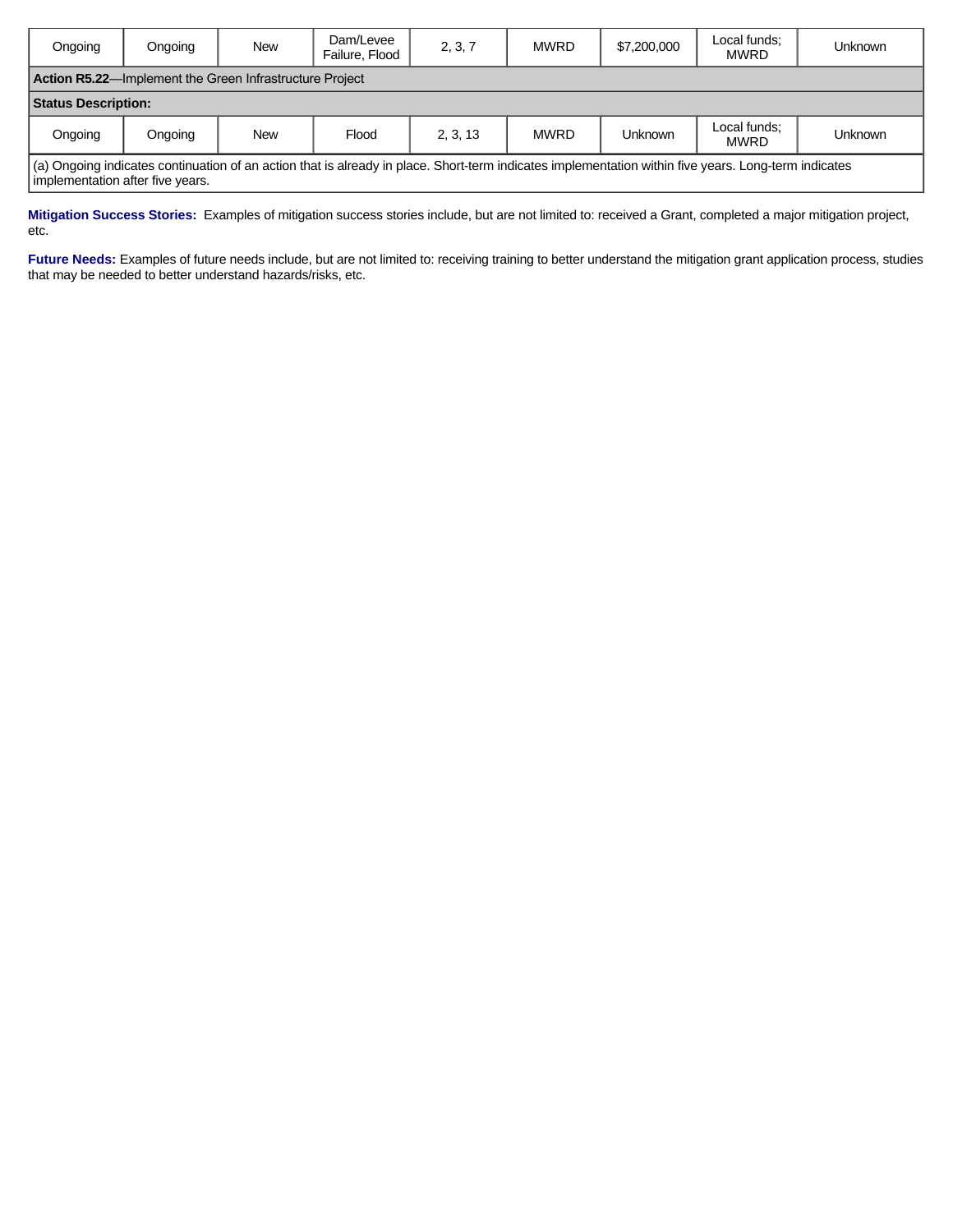| | | | | | | | | |
|---|---|---|---|---|---|---|---|---|
| Ongoing | Ongoing | New | Dam/Levee Failure, Flood | 2, 3, 7 | MWRD | $7,200,000 | Local funds; MWRD | Unknown |
| **Action R5.22**—Implement the Green Infrastructure Project | | | | | | | | |
| **Status Description:** | | | | | | | | |
| Ongoing | Ongoing | New | Flood | 2, 3, 13 | MWRD | Unknown | Local funds; MWRD | Unknown |
| (a) Ongoing indicates continuation of an action that is already in place. Short-term indicates implementation within five years. Long-term indicates implementation after five years. | | | | | | | | |

**Mitigation Success Stories:** Examples of mitigation success stories include, but are not limited to: received a Grant, completed a major mitigation project, etc.

**Future Needs:** Examples of future needs include, but are not limited to: receiving training to better understand the mitigation grant application process, studies that may be needed to better understand hazards/risks, etc.